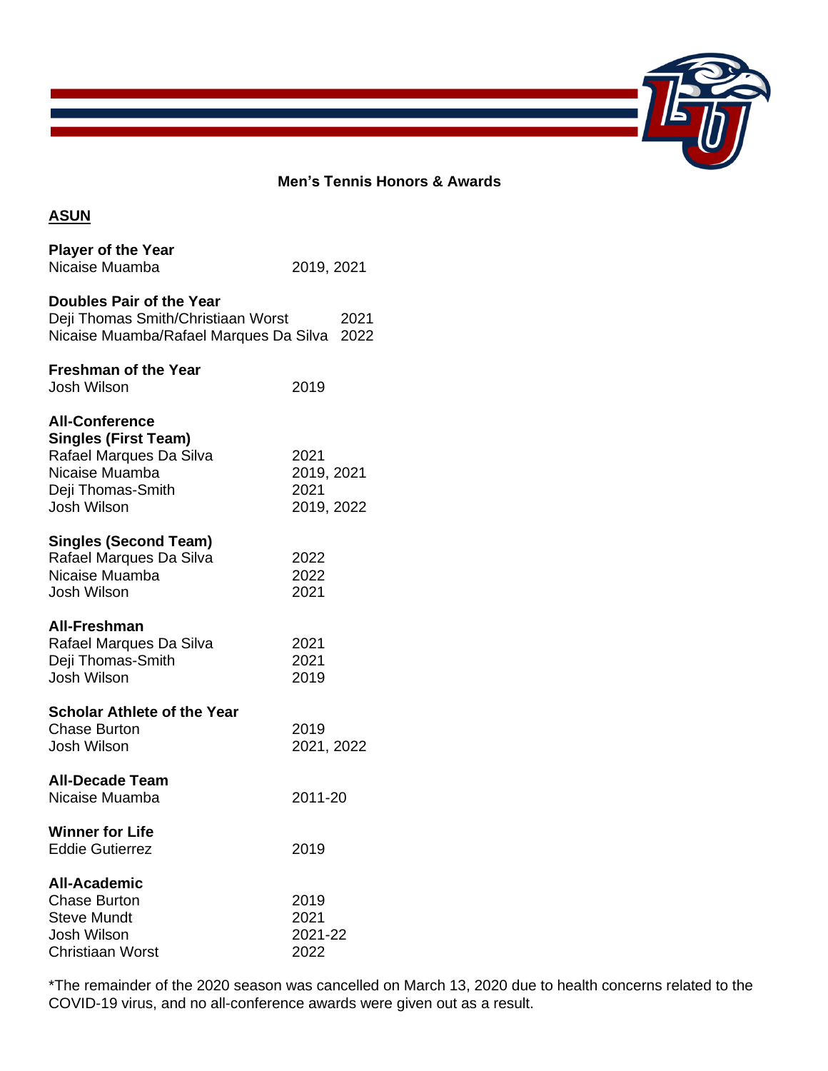# Men's Tennis Honors & Awards

## ASUN

**Player of the Year**

| | |
|---|---|
| Nicaise Muamba | 2019, 2021 |

**Doubles Pair of the Year**

| | |
|---|---|
| Deji Thomas Smith/Christiaan Worst | 2021 |
| Nicaise Muamba/Rafael Marques Da Silva | 2022 |

**Freshman of the Year**

| | |
|---|---|
| Josh Wilson | 2019 |

**All-Conference**

**Singles (First Team)**

| | |
|---|---|
| Rafael Marques Da Silva | 2021 |
| Nicaise Muamba | 2019, 2021 |
| Deji Thomas-Smith | 2021 |
| Josh Wilson | 2019, 2022 |

**Singles (Second Team)**

| | |
|---|---|
| Rafael Marques Da Silva | 2022 |
| Nicaise Muamba | 2022 |
| Josh Wilson | 2021 |

**All-Freshman**

| | |
|---|---|
| Rafael Marques Da Silva | 2021 |
| Deji Thomas-Smith | 2021 |
| Josh Wilson | 2019 |

**Scholar Athlete of the Year**

| | |
|---|---|
| Chase Burton | 2019 |
| Josh Wilson | 2021, 2022 |

**All-Decade Team**

| | |
|---|---|
| Nicaise Muamba | 2011-20 |

**Winner for Life**

| | |
|---|---|
| Eddie Gutierrez | 2019 |

**All-Academic**

| | |
|---|---|
| Chase Burton | 2019 |
| Steve Mundt | 2021 |
| Josh Wilson | 2021-22 |
| Christiaan Worst | 2022 |

*The remainder of the 2020 season was cancelled on March 13, 2020 due to health concerns related to the COVID-19 virus, and no all-conference awards were given out as a result.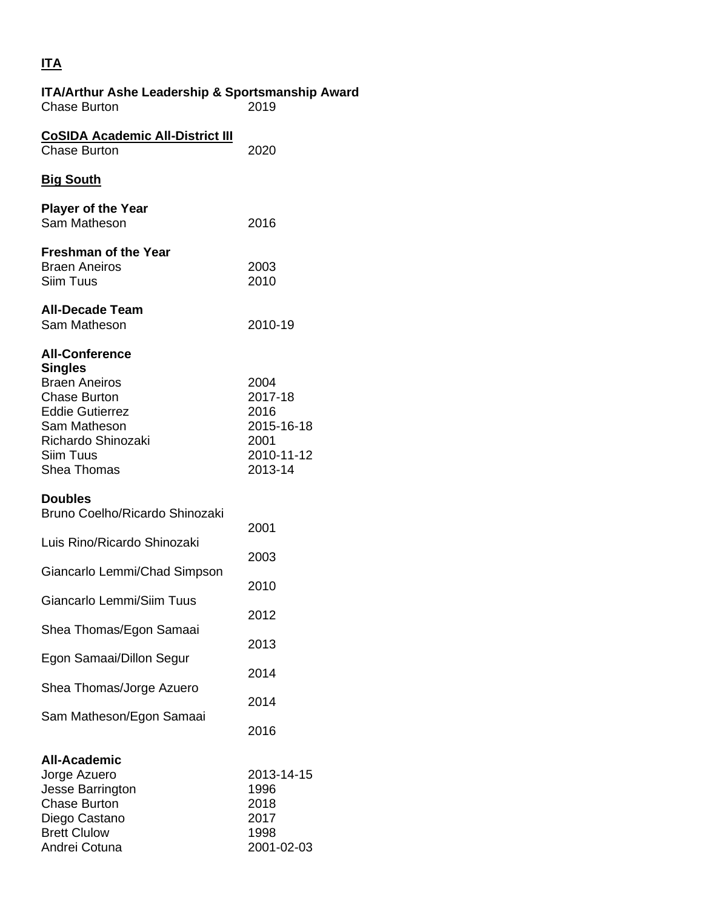## ITA

**ITA/Arthur Ashe Leadership & Sportsmanship Award**

| | |
|---|---|
| Chase Burton | 2019 |

**CoSIDA Academic All-District III**

| | |
|---|---|
| Chase Burton | 2020 |

## Big South

**Player of the Year**

| | |
|---|---|
| Sam Matheson | 2016 |

**Freshman of the Year**

| | |
|---|---|
| Braen Aneiros | 2003 |
| Siim Tuus | 2010 |

**All-Decade Team**

| | |
|---|---|
| Sam Matheson | 2010-19 |

**All-Conference**

**Singles**

| | |
|---|---|
| Braen Aneiros | 2004 |
| Chase Burton | 2017-18 |
| Eddie Gutierrez | 2016 |
| Sam Matheson | 2015-16-18 |
| Richardo Shinozaki | 2001 |
| Siim Tuus | 2010-11-12 |
| Shea Thomas | 2013-14 |

**Doubles**

| | |
|---|---|
| Bruno Coelho/Ricardo Shinozaki | 2001 |
| Luis Rino/Ricardo Shinozaki | 2003 |
| Giancarlo Lemmi/Chad Simpson | 2010 |
| Giancarlo Lemmi/Siim Tuus | 2012 |
| Shea Thomas/Egon Samaai | 2013 |
| Egon Samaai/Dillon Segur | 2014 |
| Shea Thomas/Jorge Azuero | 2014 |
| Sam Matheson/Egon Samaai | 2016 |

**All-Academic**

| | |
|---|---|
| Jorge Azuero | 2013-14-15 |
| Jesse Barrington | 1996 |
| Chase Burton | 2018 |
| Diego Castano | 2017 |
| Brett Clulow | 1998 |
| Andrei Cotuna | 2001-02-03 |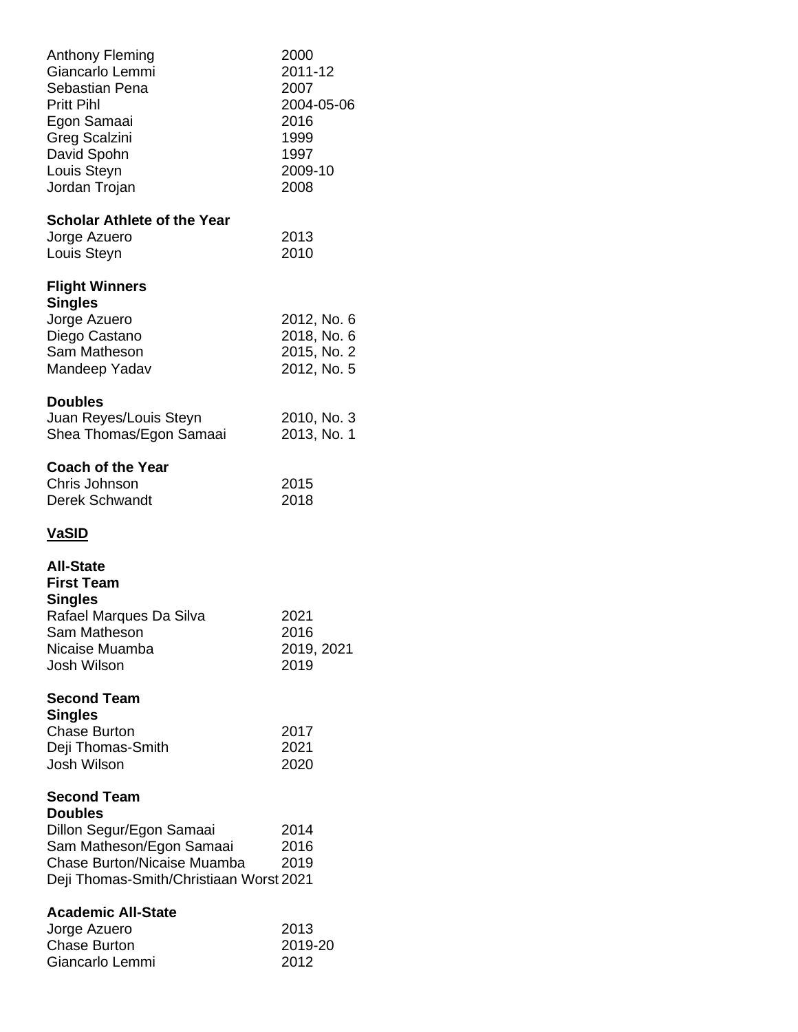| | |
|---|---|
| Anthony Fleming | 2000 |
| Giancarlo Lemmi | 2011-12 |
| Sebastian Pena | 2007 |
| Pritt Pihl | 2004-05-06 |
| Egon Samaai | 2016 |
| Greg Scalzini | 1999 |
| David Spohn | 1997 |
| Louis Steyn | 2009-10 |
| Jordan Trojan | 2008 |

**Scholar Athlete of the Year**

| | |
|---|---|
| Jorge Azuero | 2013 |
| Louis Steyn | 2010 |

**Flight Winners**

**Singles**

| | |
|---|---|
| Jorge Azuero | 2012, No. 6 |
| Diego Castano | 2018, No. 6 |
| Sam Matheson | 2015, No. 2 |
| Mandeep Yadav | 2012, No. 5 |

**Doubles**

| | |
|---|---|
| Juan Reyes/Louis Steyn | 2010, No. 3 |
| Shea Thomas/Egon Samaai | 2013, No. 1 |

**Coach of the Year**

| | |
|---|---|
| Chris Johnson | 2015 |
| Derek Schwandt | 2018 |

## VaSID

**All-State**

**First Team**

**Singles**

| | |
|---|---|
| Rafael Marques Da Silva | 2021 |
| Sam Matheson | 2016 |
| Nicaise Muamba | 2019, 2021 |
| Josh Wilson | 2019 |

**Second Team**

**Singles**

| | |
|---|---|
| Chase Burton | 2017 |
| Deji Thomas-Smith | 2021 |
| Josh Wilson | 2020 |

**Second Team**

**Doubles**

| | |
|---|---|
| Dillon Segur/Egon Samaai | 2014 |
| Sam Matheson/Egon Samaai | 2016 |
| Chase Burton/Nicaise Muamba | 2019 |
| Deji Thomas-Smith/Christiaan Worst | 2021 |

**Academic All-State**

| | |
|---|---|
| Jorge Azuero | 2013 |
| Chase Burton | 2019-20 |
| Giancarlo Lemmi | 2012 |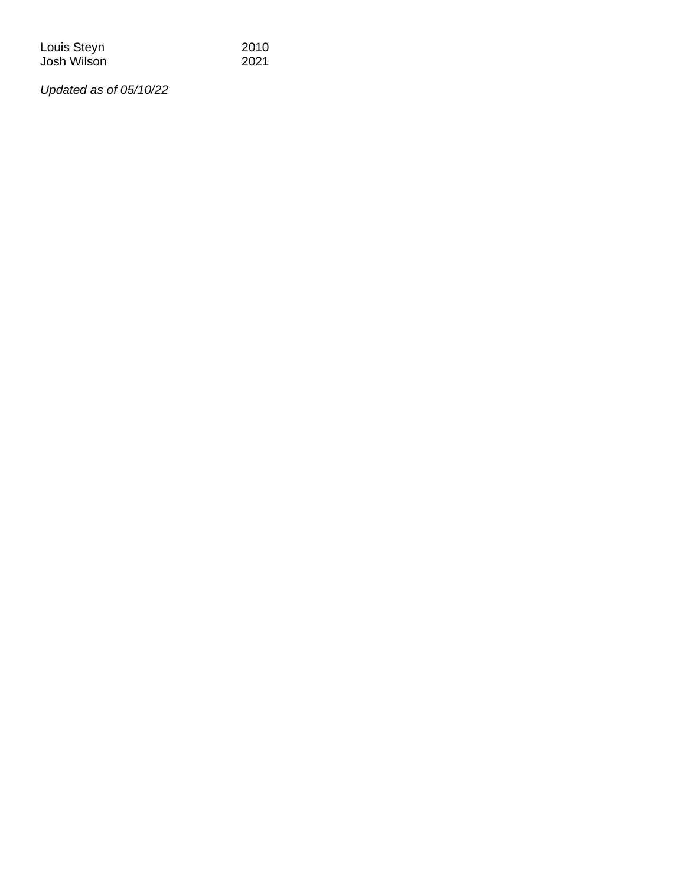| | |
|---|---|
| Louis Steyn | 2010 |
| Josh Wilson | 2021 |

*Updated as of 05/10/22*